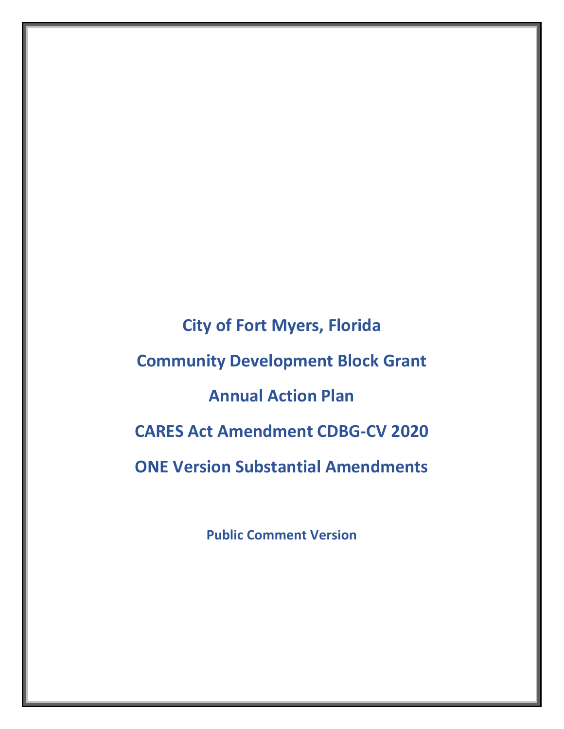# City of Fort Myers, Florida

# Community Development Block Grant

# Annual Action Plan

# CARES Act Amendment CDBG-CV 2020

# ONE Version Substantial Amendments

**Public Comment Version**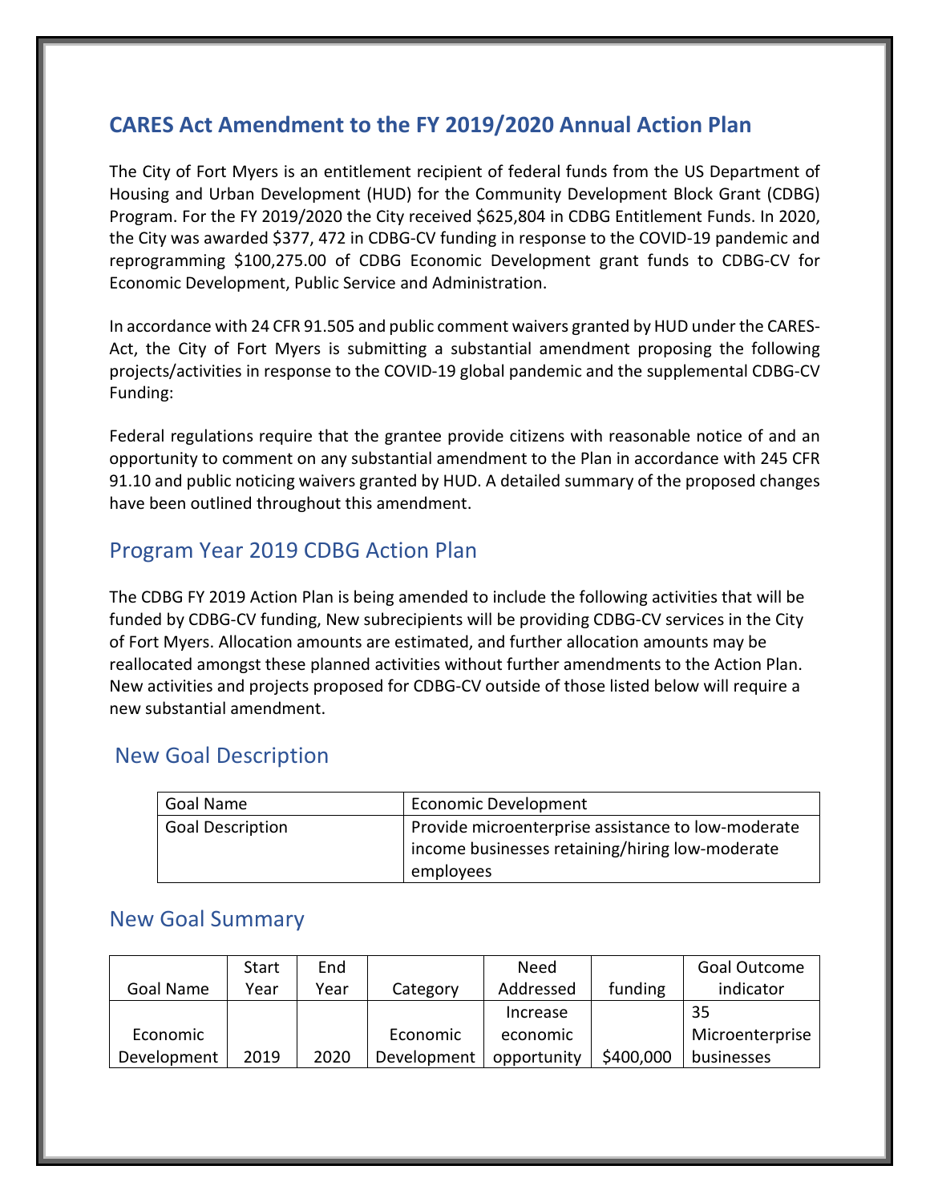## CARES Act Amendment to the FY 2019/2020 Annual Action Plan

The City of Fort Myers is an entitlement recipient of federal funds from the US Department of Housing and Urban Development (HUD) for the Community Development Block Grant (CDBG) Program. For the FY 2019/2020 the City received $625,804 in CDBG Entitlement Funds. In 2020, the City was awarded $377, 472 in CDBG-CV funding in response to the COVID-19 pandemic and reprogramming $100,275.00 of CDBG Economic Development grant funds to CDBG-CV for Economic Development, Public Service and Administration.

In accordance with 24 CFR 91.505 and public comment waivers granted by HUD under the CARES-Act, the City of Fort Myers is submitting a substantial amendment proposing the following projects/activities in response to the COVID-19 global pandemic and the supplemental CDBG-CV Funding:

Federal regulations require that the grantee provide citizens with reasonable notice of and an opportunity to comment on any substantial amendment to the Plan in accordance with 245 CFR 91.10 and public noticing waivers granted by HUD. A detailed summary of the proposed changes have been outlined throughout this amendment.

## Program Year 2019 CDBG Action Plan

The CDBG FY 2019 Action Plan is being amended to include the following activities that will be funded by CDBG-CV funding, New subrecipients will be providing CDBG-CV services in the City of Fort Myers. Allocation amounts are estimated, and further allocation amounts may be reallocated amongst these planned activities without further amendments to the Action Plan. New activities and projects proposed for CDBG-CV outside of those listed below will require a new substantial amendment.

## New Goal Description

| Goal Name | Economic Development |
|---|---|
| Goal Description | Provide microenterprise assistance to low-moderate income businesses retaining/hiring low-moderate employees |

## New Goal Summary

| Goal Name | Start Year | End Year | Category | Need Addressed | funding | Goal Outcome indicator |
|---|---|---|---|---|---|---|
| Economic Development | 2019 | 2020 | Economic Development | Increase economic opportunity | $400,000 | 35 Microenterprise businesses |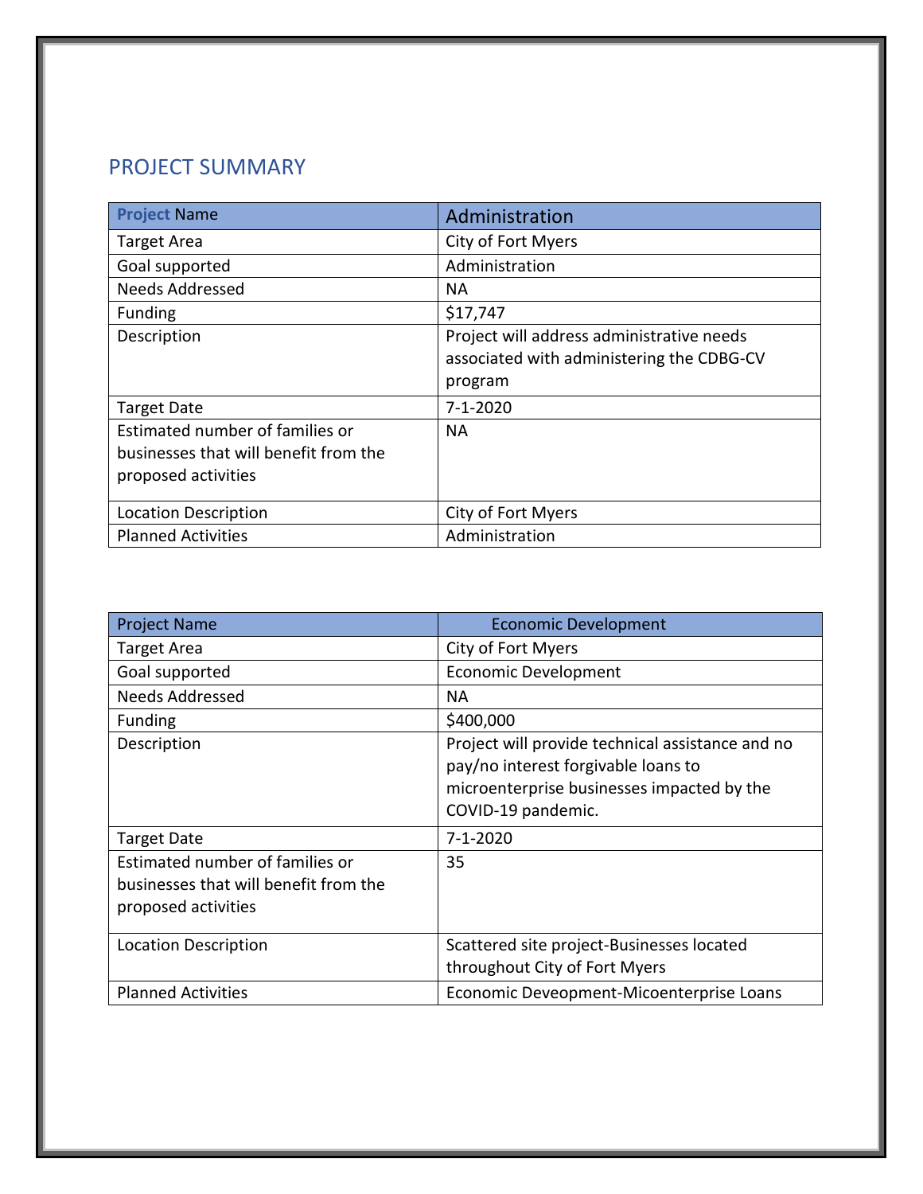## PROJECT SUMMARY

| Project Name | Administration |
| --- | --- |
| Target Area | City of Fort Myers |
| Goal supported | Administration |
| Needs Addressed | NA |
| Funding | $17,747 |
| Description | Project will address administrative needs associated with administering the CDBG-CV program |
| Target Date | 7-1-2020 |
| Estimated number of families or businesses that will benefit from the proposed activities | NA |
| Location Description | City of Fort Myers |
| Planned Activities | Administration |

| Project Name | Economic Development |
| --- | --- |
| Target Area | City of Fort Myers |
| Goal supported | Economic Development |
| Needs Addressed | NA |
| Funding | $400,000 |
| Description | Project will provide technical assistance and no pay/no interest forgivable loans to microenterprise businesses impacted by the COVID-19 pandemic. |
| Target Date | 7-1-2020 |
| Estimated number of families or businesses that will benefit from the proposed activities | 35 |
| Location Description | Scattered site project-Businesses located throughout City of Fort Myers |
| Planned Activities | Economic Deveopment-Micoenterprise Loans |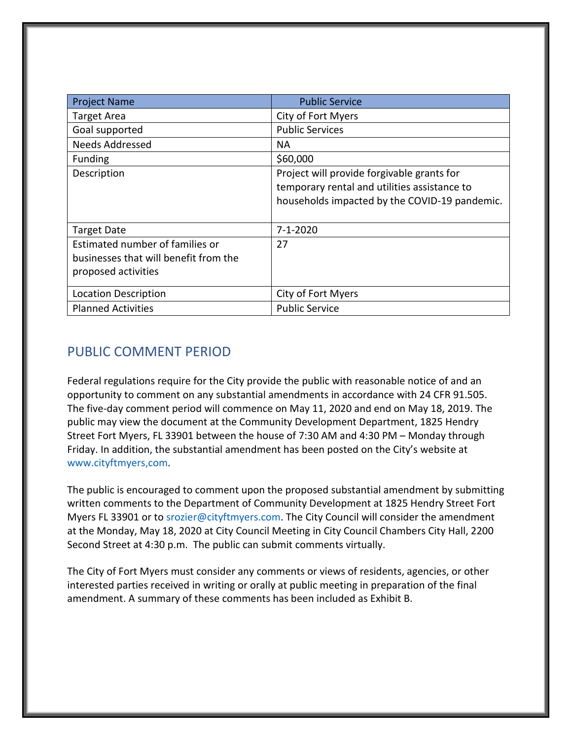| Project Name | Public Service |
|---|---|
| Target Area | City of Fort Myers |
| Goal supported | Public Services |
| Needs Addressed | NA |
| Funding | $60,000 |
| Description | Project will provide forgivable grants for temporary rental and utilities assistance to households impacted by the COVID-19 pandemic. |
| Target Date | 7-1-2020 |
| Estimated number of families or businesses that will benefit from the proposed activities | 27 |
| Location Description | City of Fort Myers |
| Planned Activities | Public Service |

## PUBLIC COMMENT PERIOD

Federal regulations require for the City provide the public with reasonable notice of and an opportunity to comment on any substantial amendments in accordance with 24 CFR 91.505. The five-day comment period will commence on May 11, 2020 and end on May 18, 2019. The public may view the document at the Community Development Department, 1825 Hendry Street Fort Myers, FL 33901 between the house of 7:30 AM and 4:30 PM – Monday through Friday. In addition, the substantial amendment has been posted on the City's website at www.cityftmyers,com.

The public is encouraged to comment upon the proposed substantial amendment by submitting written comments to the Department of Community Development at 1825 Hendry Street Fort Myers FL 33901 or to srozier@cityftmyers.com. The City Council will consider the amendment at the Monday, May 18, 2020 at City Council Meeting in City Council Chambers City Hall, 2200 Second Street at 4:30 p.m. The public can submit comments virtually.

The City of Fort Myers must consider any comments or views of residents, agencies, or other interested parties received in writing or orally at public meeting in preparation of the final amendment. A summary of these comments has been included as Exhibit B.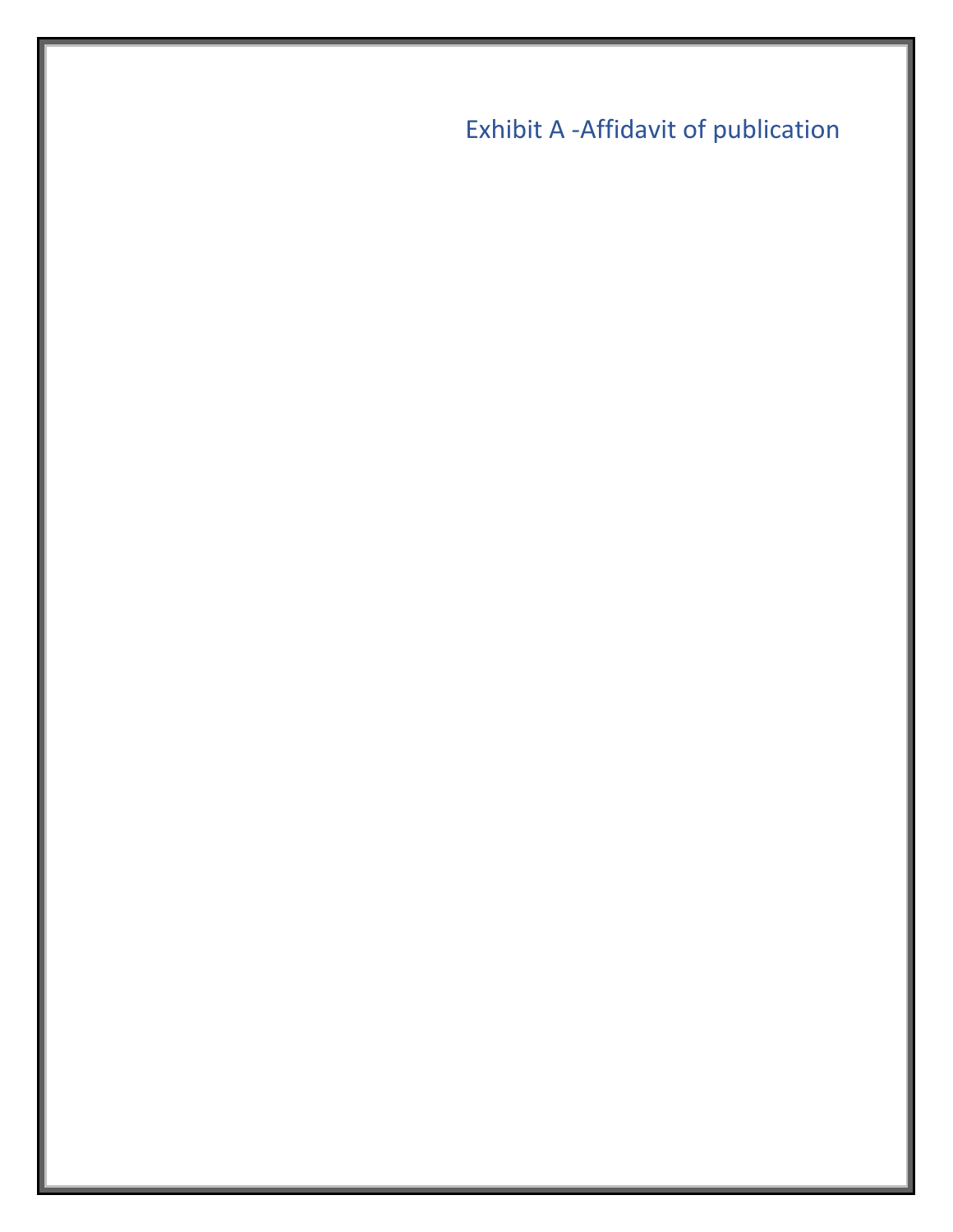Exhibit A -Affidavit of publication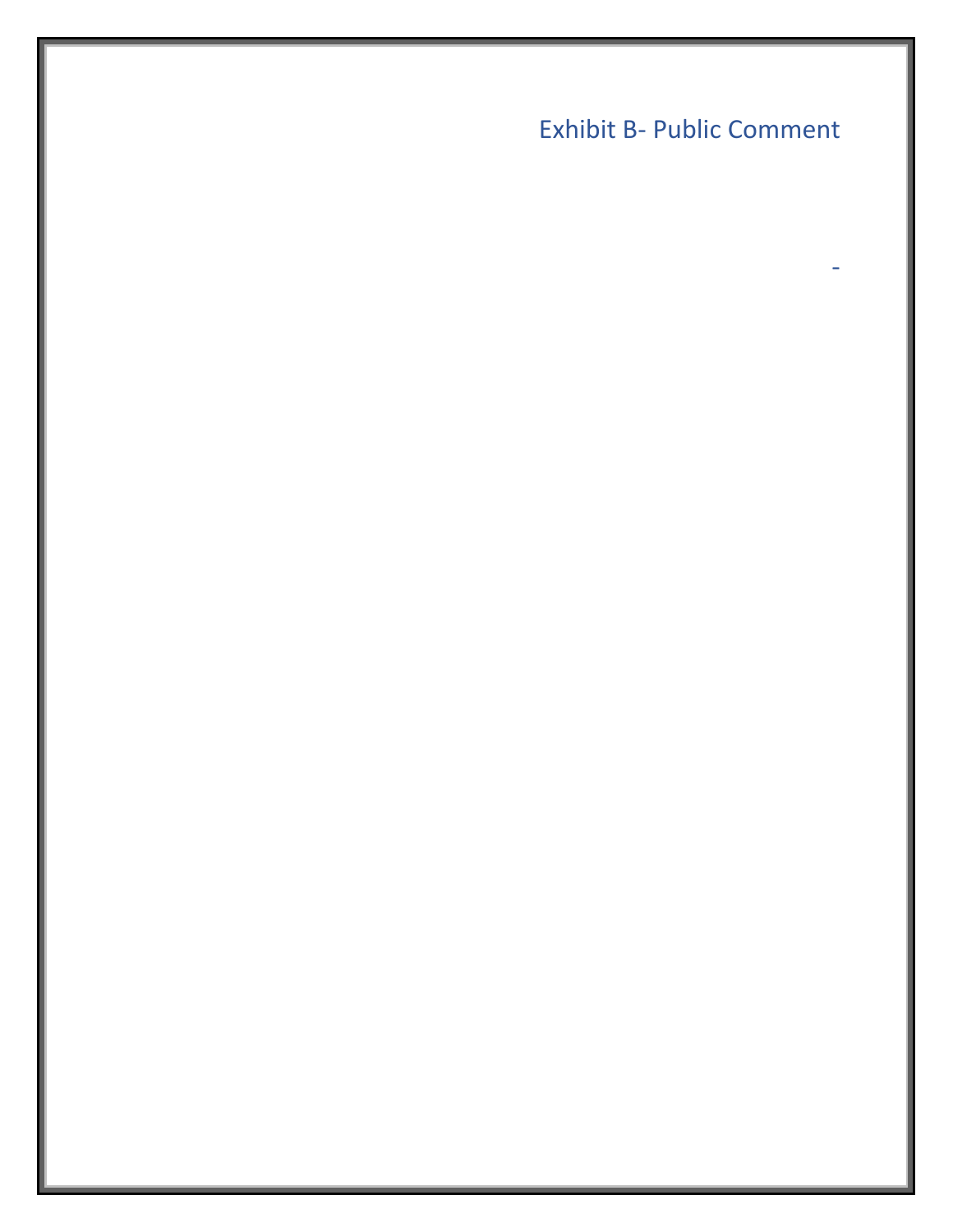# Exhibit B- Public Comment

-